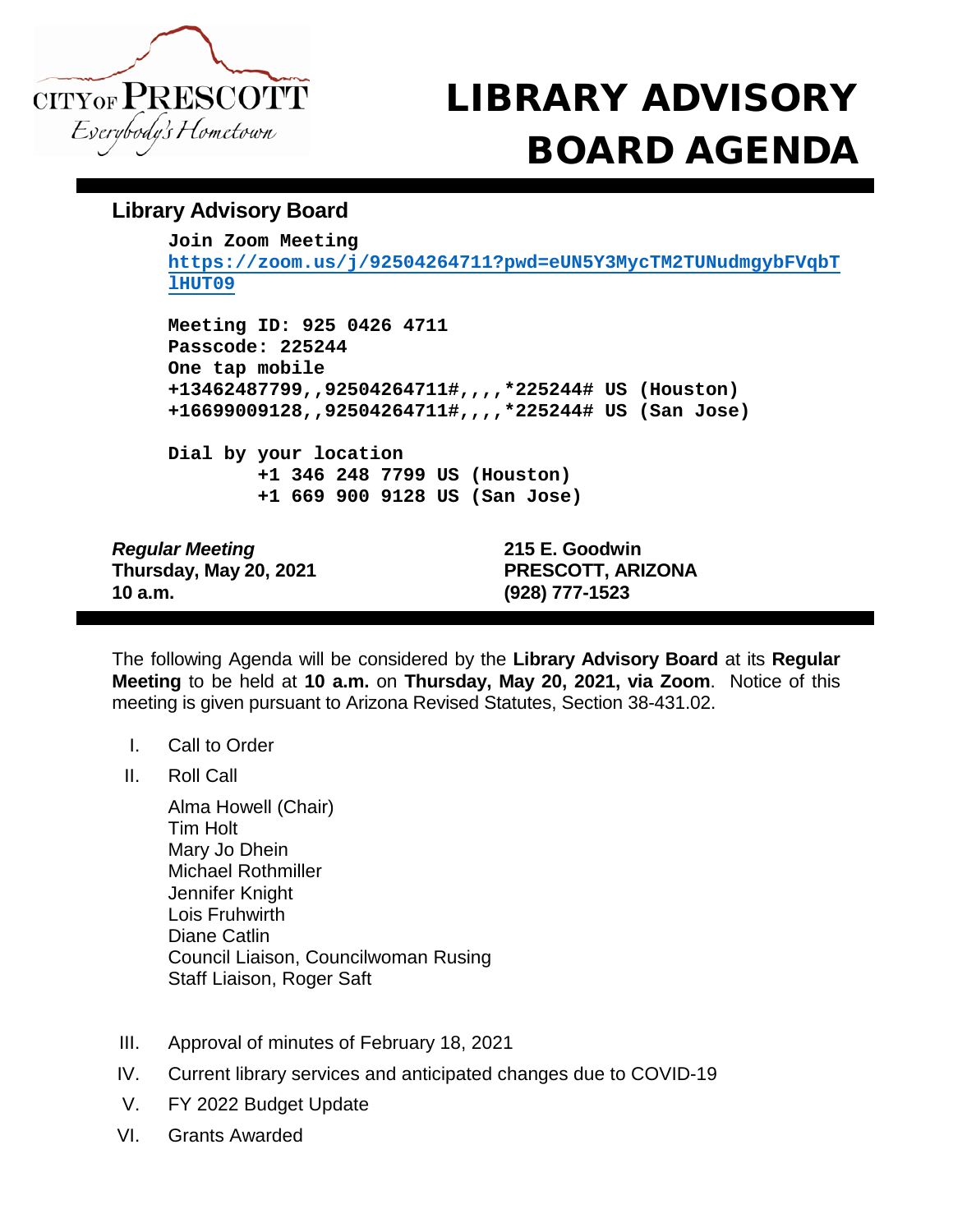CITY OF PRESCOTT
*Everybody's Hometown*

# LIBRARY ADVISORY BOARD AGENDA

## Library Advisory Board

**Join Zoom Meeting**
**https://zoom.us/j/92504264711?pwd=eUN5Y3MycTM2TUNudmgybFVqbTlHUT09**

**Meeting ID: 925 0426 4711**
**Passcode: 225244**
**One tap mobile**
**+13462487799,,92504264711#,,,,*225244# US (Houston)**
**+16699009128,,92504264711#,,,,*225244# US (San Jose)**

**Dial by your location**
**+1 346 248 7799 US (Houston)**
**+1 669 900 9128 US (San Jose)**

***Regular Meeting***
**Thursday, May 20, 2021**
**10 a.m.**

**215 E. Goodwin**
**PRESCOTT, ARIZONA**
**(928) 777-1523**

The following Agenda will be considered by the **Library Advisory Board** at its **Regular Meeting** to be held at **10 a.m.** on **Thursday, May 20, 2021, via Zoom**. Notice of this meeting is given pursuant to Arizona Revised Statutes, Section 38-431.02.

I. Call to Order

II. Roll Call

Alma Howell (Chair)
Tim Holt
Mary Jo Dhein
Michael Rothmiller
Jennifer Knight
Lois Fruhwirth
Diane Catlin
Council Liaison, Councilwoman Rusing
Staff Liaison, Roger Saft

III. Approval of minutes of February 18, 2021

IV. Current library services and anticipated changes due to COVID-19

V. FY 2022 Budget Update

VI. Grants Awarded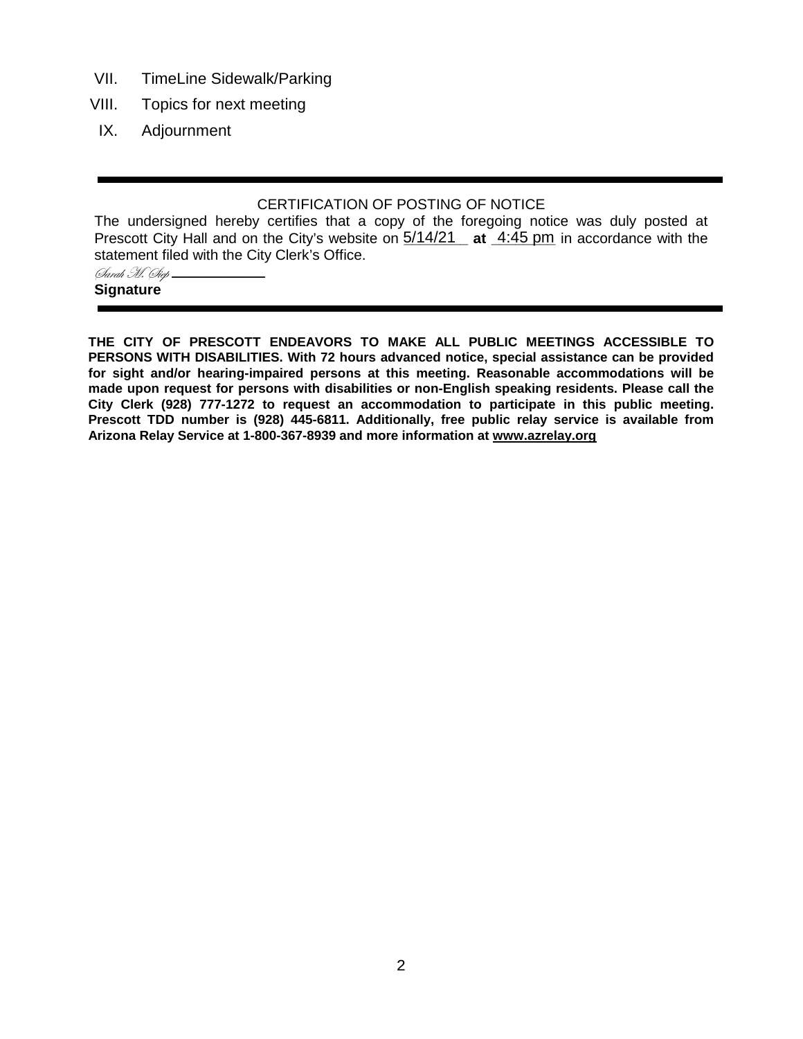VII. TimeLine Sidewalk/Parking

VIII. Topics for next meeting

IX. Adjournment

---

CERTIFICATION OF POSTING OF NOTICE

The undersigned hereby certifies that a copy of the foregoing notice was duly posted at Prescott City Hall and on the City's website on 5/14/21 **at** 4:45 pm in accordance with the statement filed with the City Clerk's Office.

*Sarah M. Siep* ____________

**Signature**

---

**THE CITY OF PRESCOTT ENDEAVORS TO MAKE ALL PUBLIC MEETINGS ACCESSIBLE TO PERSONS WITH DISABILITIES. With 72 hours advanced notice, special assistance can be provided for sight and/or hearing-impaired persons at this meeting. Reasonable accommodations will be made upon request for persons with disabilities or non-English speaking residents. Please call the City Clerk (928) 777-1272 to request an accommodation to participate in this public meeting. Prescott TDD number is (928) 445-6811. Additionally, free public relay service is available from Arizona Relay Service at 1-800-367-8939 and more information at www.azrelay.org**